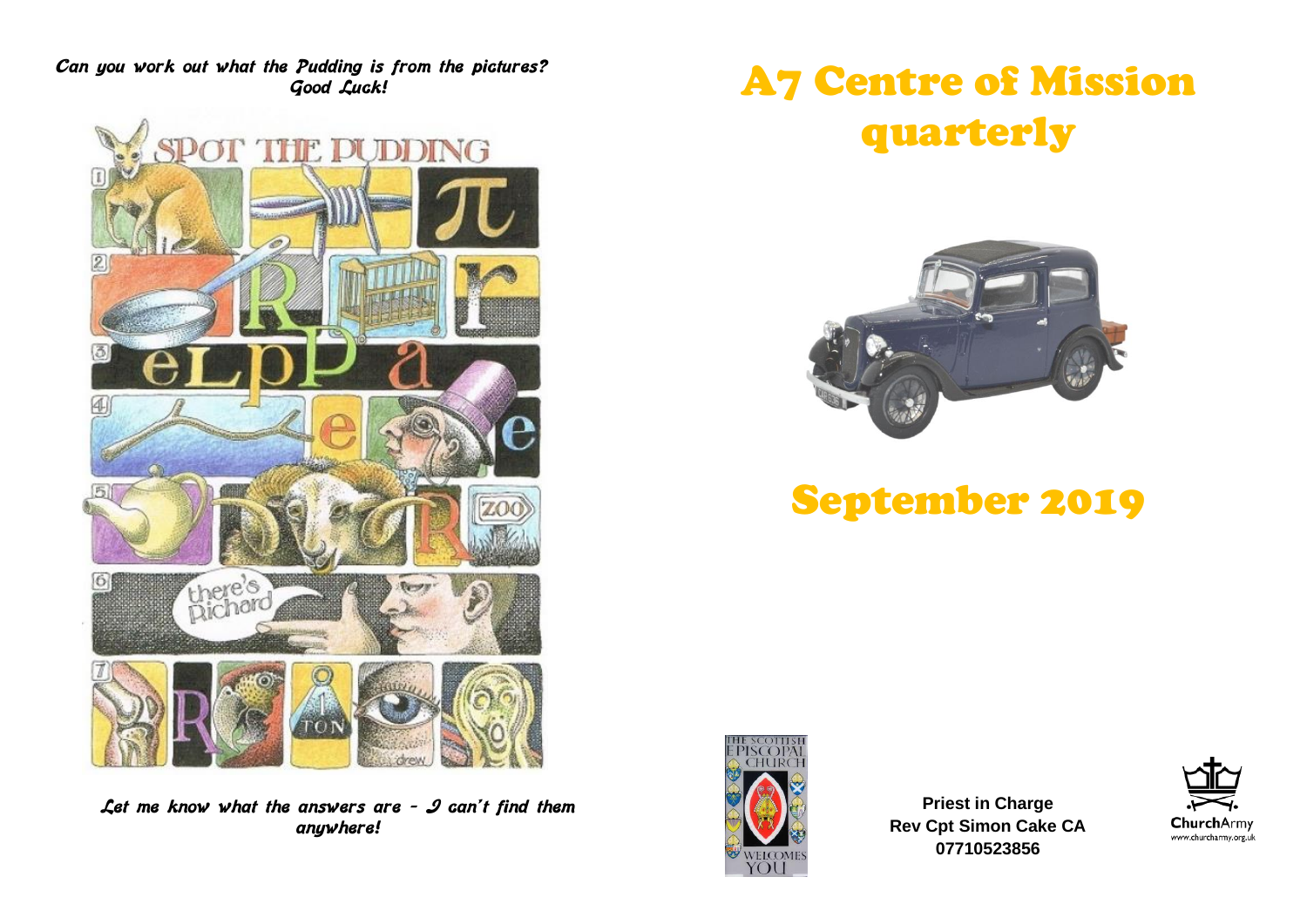*Can you work out what the Pudding is from the pictures? Good Luck!*

*Let me know what the answers are – I can't find them anywhere!*

# A7 Centre of Mission quarterly

# September 2019

**Priest in Charge**
**Rev Cpt Simon Cake CA**
**07710523856**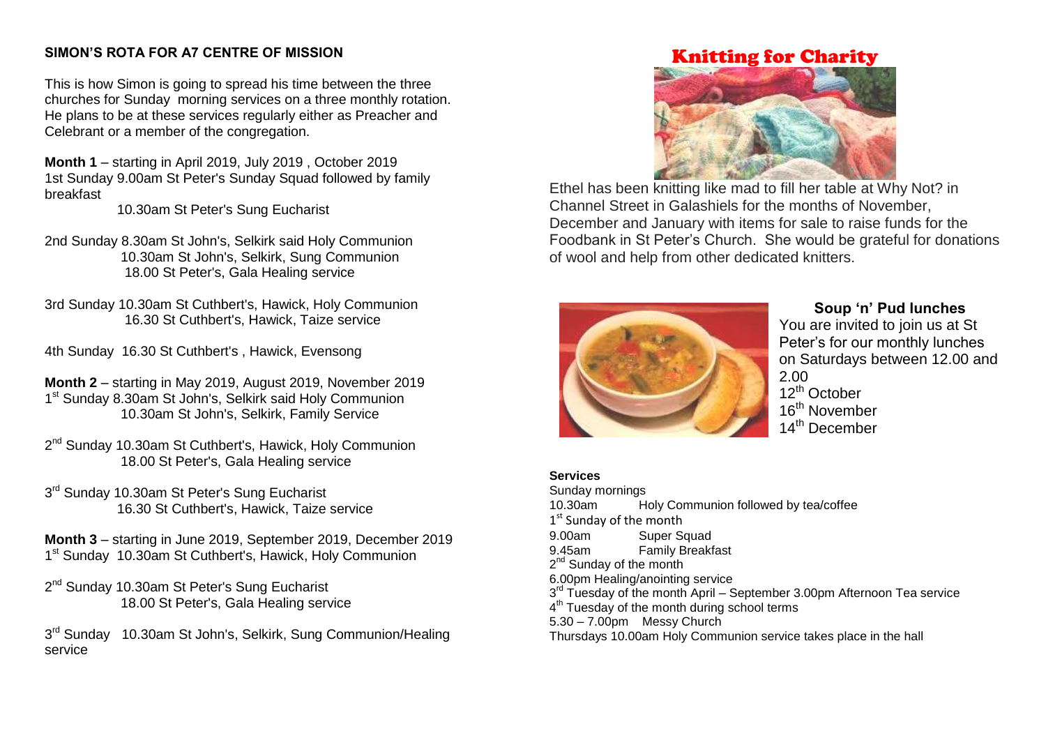## SIMON'S ROTA FOR A7 CENTRE OF MISSION

This is how Simon is going to spread his time between the three churches for Sunday morning services on a three monthly rotation. He plans to be at these services regularly either as Preacher and Celebrant or a member of the congregation.

**Month 1** – starting in April 2019, July 2019 , October 2019
1st Sunday 9.00am St Peter's Sunday Squad followed by family breakfast
10.30am St Peter's Sung Eucharist

2nd Sunday 8.30am St John's, Selkirk said Holy Communion
10.30am St John's, Selkirk, Sung Communion
18.00 St Peter's, Gala Healing service

3rd Sunday 10.30am St Cuthbert's, Hawick, Holy Communion
16.30 St Cuthbert's, Hawick, Taize service

4th Sunday 16.30 St Cuthbert's , Hawick, Evensong

**Month 2** – starting in May 2019, August 2019, November 2019
1st Sunday 8.30am St John's, Selkirk said Holy Communion
10.30am St John's, Selkirk, Family Service

2nd Sunday 10.30am St Cuthbert's, Hawick, Holy Communion
18.00 St Peter's, Gala Healing service

3rd Sunday 10.30am St Peter's Sung Eucharist
16.30 St Cuthbert's, Hawick, Taize service

**Month 3** – starting in June 2019, September 2019, December 2019
1st Sunday 10.30am St Cuthbert's, Hawick, Holy Communion

2nd Sunday 10.30am St Peter's Sung Eucharist
18.00 St Peter's, Gala Healing service

3rd Sunday 10.30am St John's, Selkirk, Sung Communion/Healing service

## Knitting for Charity

Ethel has been knitting like mad to fill her table at Why Not? in Channel Street in Galashiels for the months of November, December and January with items for sale to raise funds for the Foodbank in St Peter's Church. She would be grateful for donations of wool and help from other dedicated knitters.

### Soup 'n' Pud lunches

You are invited to join us at St Peter's for our monthly lunches on Saturdays between 12.00 and 2.00

12th October
16th November
14th December

**Services**

Sunday mornings
10.30am Holy Communion followed by tea/coffee
1st Sunday of the month
9.00am Super Squad
9.45am Family Breakfast
2nd Sunday of the month
6.00pm Healing/anointing service
3rd Tuesday of the month April – September 3.00pm Afternoon Tea service
4th Tuesday of the month during school terms
5.30 – 7.00pm Messy Church
Thursdays 10.00am Holy Communion service takes place in the hall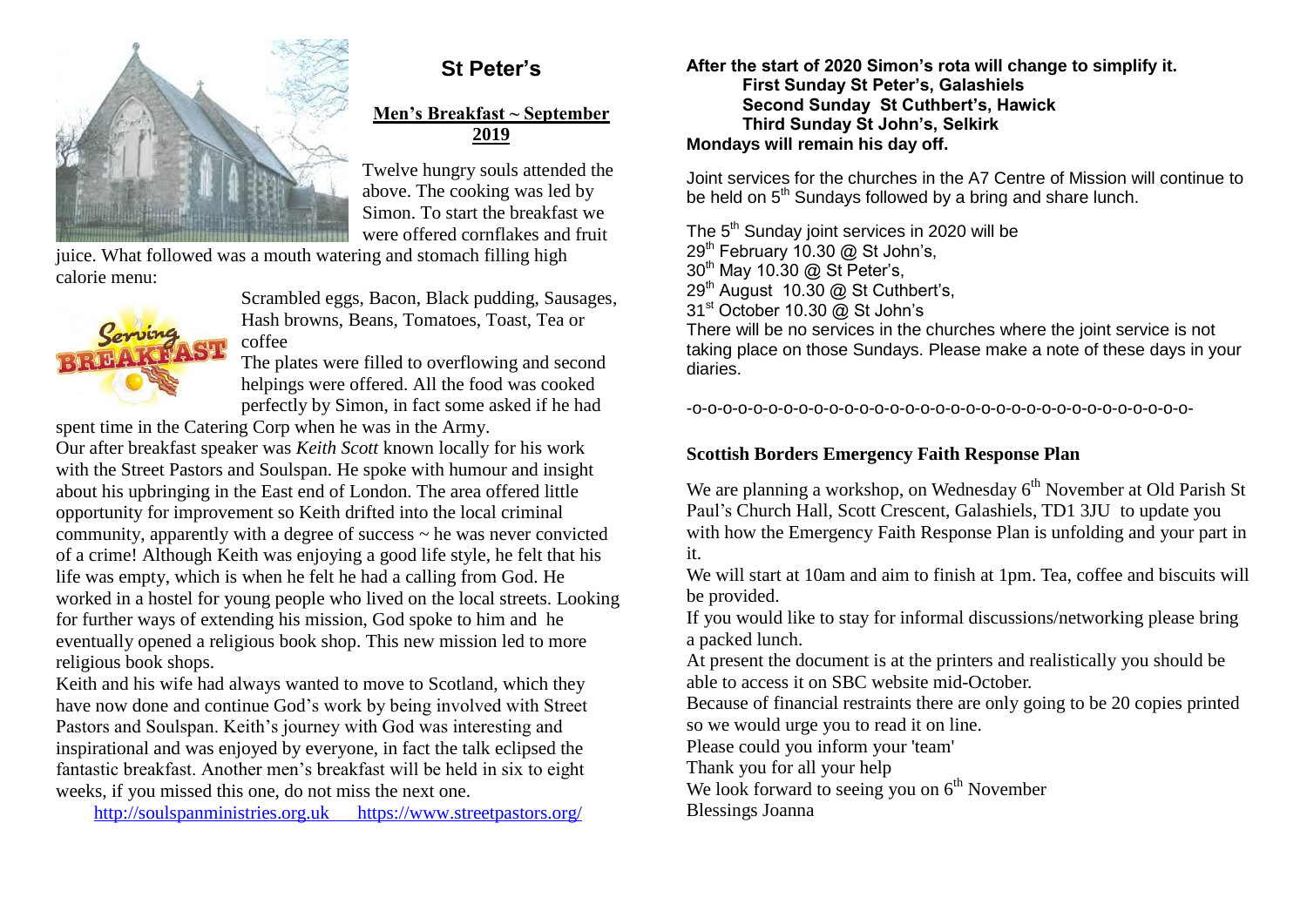## St Peter's

### Men's Breakfast ~ September 2019

Twelve hungry souls attended the above. The cooking was led by Simon. To start the breakfast we were offered cornflakes and fruit juice. What followed was a mouth watering and stomach filling high calorie menu:

Scrambled eggs, Bacon, Black pudding, Sausages, Hash browns, Beans, Tomatoes, Toast, Tea or coffee

The plates were filled to overflowing and second helpings were offered. All the food was cooked perfectly by Simon, in fact some asked if he had spent time in the Catering Corp when he was in the Army.

Our after breakfast speaker was *Keith Scott* known locally for his work with the Street Pastors and Soulspan. He spoke with humour and insight about his upbringing in the East end of London. The area offered little opportunity for improvement so Keith drifted into the local criminal community, apparently with a degree of success ~ he was never convicted of a crime! Although Keith was enjoying a good life style, he felt that his life was empty, which is when he felt he had a calling from God. He worked in a hostel for young people who lived on the local streets. Looking for further ways of extending his mission, God spoke to him and he eventually opened a religious book shop. This new mission led to more religious book shops.

Keith and his wife had always wanted to move to Scotland, which they have now done and continue God's work by being involved with Street Pastors and Soulspan. Keith's journey with God was interesting and inspirational and was enjoyed by everyone, in fact the talk eclipsed the fantastic breakfast. Another men's breakfast will be held in six to eight weeks, if you missed this one, do not miss the next one.

http://soulspanministries.org.uk https://www.streetpastors.org/

**After the start of 2020 Simon's rota will change to simplify it.**
**First Sunday St Peter's, Galashiels**
**Second Sunday St Cuthbert's, Hawick**
**Third Sunday St John's, Selkirk**
**Mondays will remain his day off.**

Joint services for the churches in the A7 Centre of Mission will continue to be held on 5th Sundays followed by a bring and share lunch.

The 5th Sunday joint services in 2020 will be
29th February 10.30 @ St John's,
30th May 10.30 @ St Peter's,
29th August 10.30 @ St Cuthbert's,
31st October 10.30 @ St John's
There will be no services in the churches where the joint service is not taking place on those Sundays. Please make a note of these days in your diaries.

-o-o-o-o-o-o-o-o-o-o-o-o-o-o-o-o-o-o-o-o-o-o-o-o-o-o-o-o-o-o-o-o-o-o-o-o-o-

### Scottish Borders Emergency Faith Response Plan

We are planning a workshop, on Wednesday 6th November at Old Parish St Paul's Church Hall, Scott Crescent, Galashiels, TD1 3JU to update you with how the Emergency Faith Response Plan is unfolding and your part in it.

We will start at 10am and aim to finish at 1pm. Tea, coffee and biscuits will be provided.

If you would like to stay for informal discussions/networking please bring a packed lunch.

At present the document is at the printers and realistically you should be able to access it on SBC website mid-October.

Because of financial restraints there are only going to be 20 copies printed so we would urge you to read it on line.

Please could you inform your 'team'

Thank you for all your help

We look forward to seeing you on 6th November

Blessings Joanna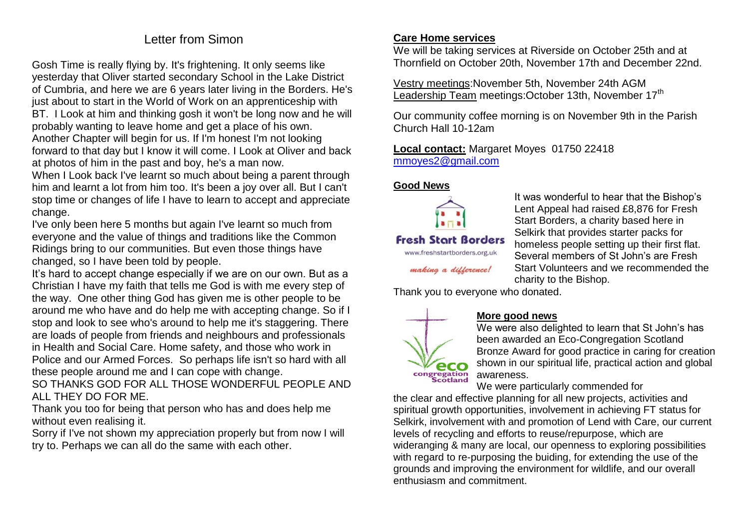## Letter from Simon

Gosh Time is really flying by. It's frightening. It only seems like yesterday that Oliver started secondary School in the Lake District of Cumbria, and here we are 6 years later living in the Borders. He's just about to start in the World of Work on an apprenticeship with BT. I Look at him and thinking gosh it won't be long now and he will probably wanting to leave home and get a place of his own. Another Chapter will begin for us. If I'm honest I'm not looking forward to that day but I know it will come. I Look at Oliver and back at photos of him in the past and boy, he's a man now.

When I Look back I've learnt so much about being a parent through him and learnt a lot from him too. It's been a joy over all. But I can't stop time or changes of life I have to learn to accept and appreciate change.

I've only been here 5 months but again I've learnt so much from everyone and the value of things and traditions like the Common Ridings bring to our communities. But even those things have changed, so I have been told by people.

It's hard to accept change especially if we are on our own. But as a Christian I have my faith that tells me God is with me every step of the way. One other thing God has given me is other people to be around me who have and do help me with accepting change. So if I stop and look to see who's around to help me it's staggering. There are loads of people from friends and neighbours and professionals in Health and Social Care. Home safety, and those who work in Police and our Armed Forces. So perhaps life isn't so hard with all these people around me and I can cope with change.

SO THANKS GOD FOR ALL THOSE WONDERFUL PEOPLE AND ALL THEY DO FOR ME.

Thank you too for being that person who has and does help me without even realising it.

Sorry if I've not shown my appreciation properly but from now I will try to. Perhaps we can all do the same with each other.

**Care Home services**

We will be taking services at Riverside on October 25th and at Thornfield on October 20th, November 17th and December 22nd.

Vestry meetings:November 5th, November 24th AGM
Leadership Team meetings:October 13th, November 17th

Our community coffee morning is on November 9th in the Parish Church Hall 10-12am

**Local contact:** Margaret Moyes 01750 22418
mmoyes2@gmail.com

**Good News**

Fresh Start Borders
www.freshstartborders.org.uk
*making a difference!*

It was wonderful to hear that the Bishop's Lent Appeal had raised £8,876 for Fresh Start Borders, a charity based here in Selkirk that provides starter packs for homeless people setting up their first flat. Several members of St John's are Fresh Start Volunteers and we recommended the charity to the Bishop.

Thank you to everyone who donated.

**More good news**

We were also delighted to learn that St John's has been awarded an Eco-Congregation Scotland Bronze Award for good practice in caring for creation shown in our spiritual life, practical action and global awareness.

We were particularly commended for the clear and effective planning for all new projects, activities and spiritual growth opportunities, involvement in achieving FT status for Selkirk, involvement with and promotion of Lend with Care, our current levels of recycling and efforts to reuse/repurpose, which are wideranging & many are local, our openness to exploring possibilities with regard to re-purposing the buiding, for extending the use of the grounds and improving the environment for wildlife, and our overall enthusiasm and commitment.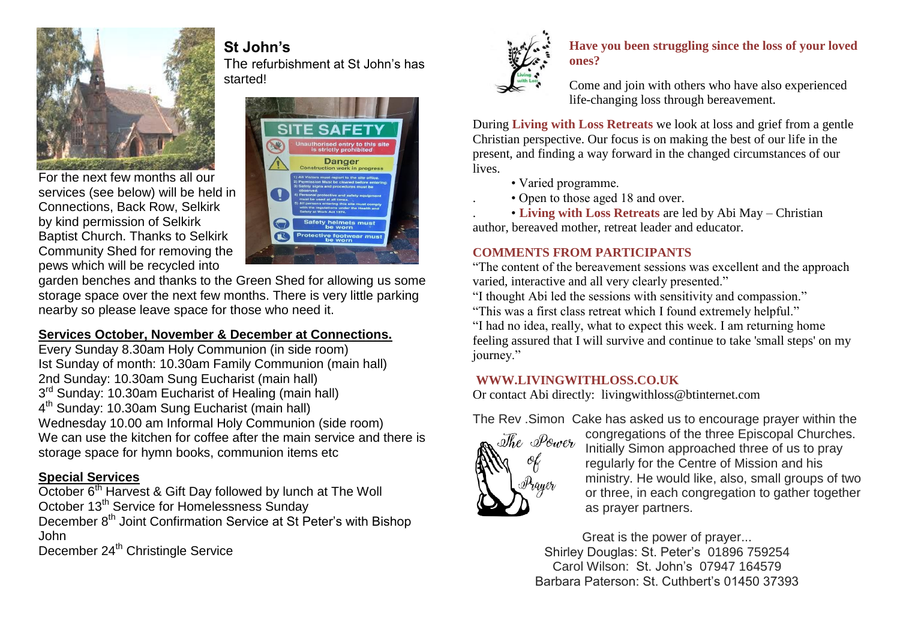## St John's

The refurbishment at St John's has started!

For the next few months all our services (see below) will be held in Connections, Back Row, Selkirk by kind permission of Selkirk Baptist Church. Thanks to Selkirk Community Shed for removing the pews which will be recycled into garden benches and thanks to the Green Shed for allowing us some storage space over the next few months. There is very little parking nearby so please leave space for those who need it.

### Services October, November & December at Connections.

Every Sunday 8.30am Holy Communion (in side room)
Ist Sunday of month: 10.30am Family Communion (main hall)
2nd Sunday: 10.30am Sung Eucharist (main hall)
3rd Sunday: 10.30am Eucharist of Healing (main hall)
4th Sunday: 10.30am Sung Eucharist (main hall)
Wednesday 10.00 am Informal Holy Communion (side room)
We can use the kitchen for coffee after the main service and there is storage space for hymn books, communion items etc

### Special Services

October 6th Harvest & Gift Day followed by lunch at The Woll
October 13th Service for Homelessness Sunday
December 8th Joint Confirmation Service at St Peter's with Bishop John
December 24th Christingle Service

### Have you been struggling since the loss of your loved ones?

Come and join with others who have also experienced life-changing loss through bereavement.

During **Living with Loss Retreats** we look at loss and grief from a gentle Christian perspective. Our focus is on making the best of our life in the present, and finding a way forward in the changed circumstances of our lives.

- Varied programme.
- Open to those aged 18 and over.
- **Living with Loss Retreats** are led by Abi May – Christian author, bereaved mother, retreat leader and educator.

### COMMENTS FROM PARTICIPANTS

"The content of the bereavement sessions was excellent and the approach varied, interactive and all very clearly presented."
"I thought Abi led the sessions with sensitivity and compassion."
"This was a first class retreat which I found extremely helpful."
"I had no idea, really, what to expect this week. I am returning home feeling assured that I will survive and continue to take 'small steps' on my journey."

**WWW.LIVINGWITHLOSS.CO.UK**

Or contact Abi directly: livingwithloss@btinternet.com

The Rev .Simon Cake has asked us to encourage prayer within the congregations of the three Episcopal Churches. Initially Simon approached three of us to pray regularly for the Centre of Mission and his ministry. He would like, also, small groups of two or three, in each congregation to gather together as prayer partners.

Great is the power of prayer...
Shirley Douglas: St. Peter's 01896 759254
Carol Wilson: St. John's 07947 164579
Barbara Paterson: St. Cuthbert's 01450 37393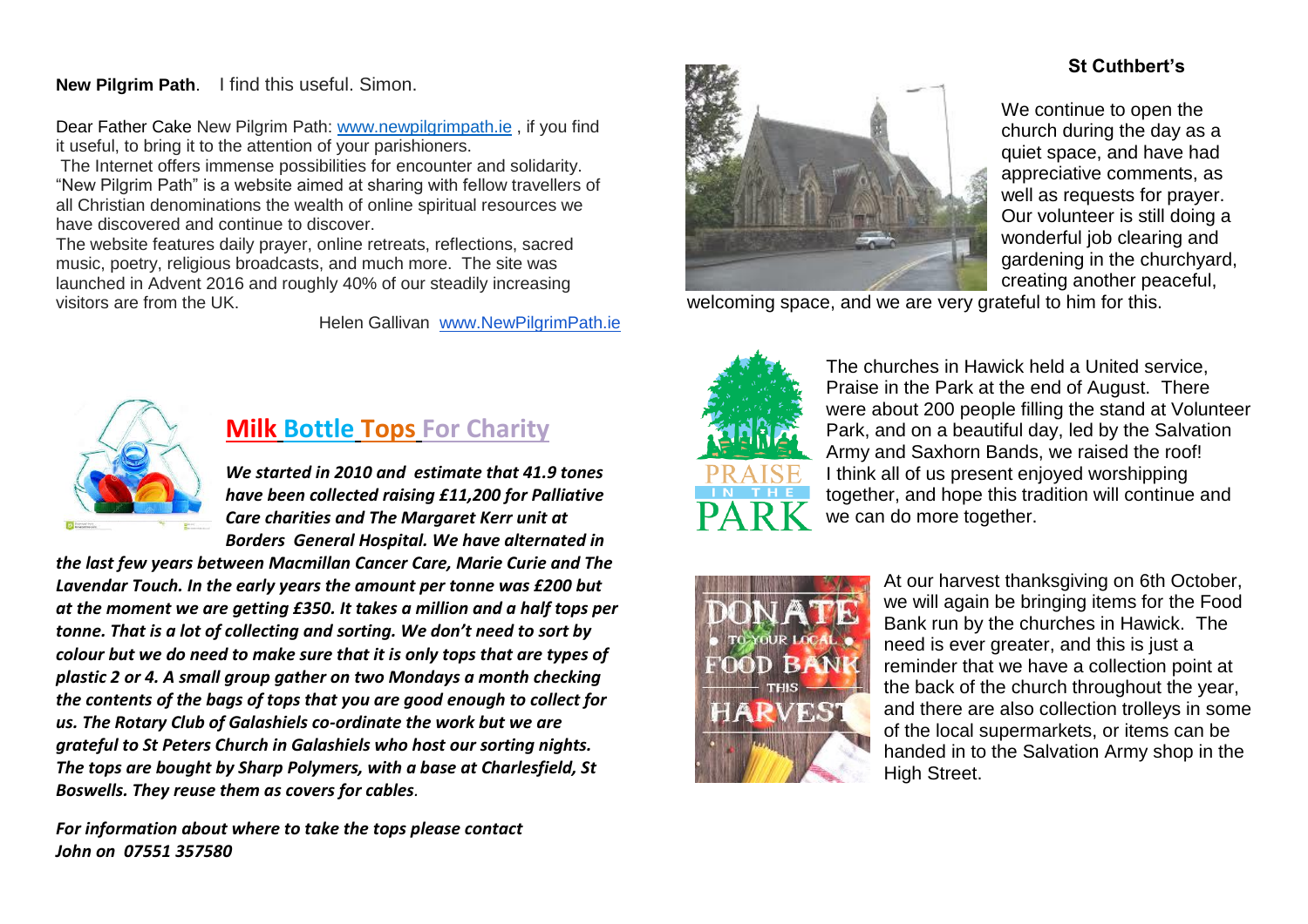**New Pilgrim Path**. I find this useful. Simon.

Dear Father Cake New Pilgrim Path: www.newpilgrimpath.ie , if you find it useful, to bring it to the attention of your parishioners.

The Internet offers immense possibilities for encounter and solidarity. "New Pilgrim Path" is a website aimed at sharing with fellow travellers of all Christian denominations the wealth of online spiritual resources we have discovered and continue to discover.

The website features daily prayer, online retreats, reflections, sacred music, poetry, religious broadcasts, and much more. The site was launched in Advent 2016 and roughly 40% of our steadily increasing visitors are from the UK.

Helen Gallivan www.NewPilgrimPath.ie

## Milk Bottle Tops For Charity

***We started in 2010 and estimate that 41.9 tones have been collected raising £11,200 for Palliative Care charities and The Margaret Kerr unit at Borders General Hospital. We have alternated in the last few years between Macmillan Cancer Care, Marie Curie and The Lavendar Touch. In the early years the amount per tonne was £200 but at the moment we are getting £350. It takes a million and a half tops per tonne. That is a lot of collecting and sorting. We don't need to sort by colour but we do need to make sure that it is only tops that are types of plastic 2 or 4. A small group gather on two Mondays a month checking the contents of the bags of tops that you are good enough to collect for us. The Rotary Club of Galashiels co-ordinate the work but we are grateful to St Peters Church in Galashiels who host our sorting nights. The tops are bought by Sharp Polymers, with a base at Charlesfield, St Boswells. They reuse them as covers for cables.***

***For information about where to take the tops please contact John on 07551 357580***

**St Cuthbert's**

We continue to open the church during the day as a quiet space, and have had appreciative comments, as well as requests for prayer. Our volunteer is still doing a wonderful job clearing and gardening in the churchyard, creating another peaceful, welcoming space, and we are very grateful to him for this.

The churches in Hawick held a United service, Praise in the Park at the end of August. There were about 200 people filling the stand at Volunteer Park, and on a beautiful day, led by the Salvation Army and Saxhorn Bands, we raised the roof! I think all of us present enjoyed worshipping together, and hope this tradition will continue and we can do more together.

At our harvest thanksgiving on 6th October, we will again be bringing items for the Food Bank run by the churches in Hawick. The need is ever greater, and this is just a reminder that we have a collection point at the back of the church throughout the year, and there are also collection trolleys in some of the local supermarkets, or items can be handed in to the Salvation Army shop in the High Street.